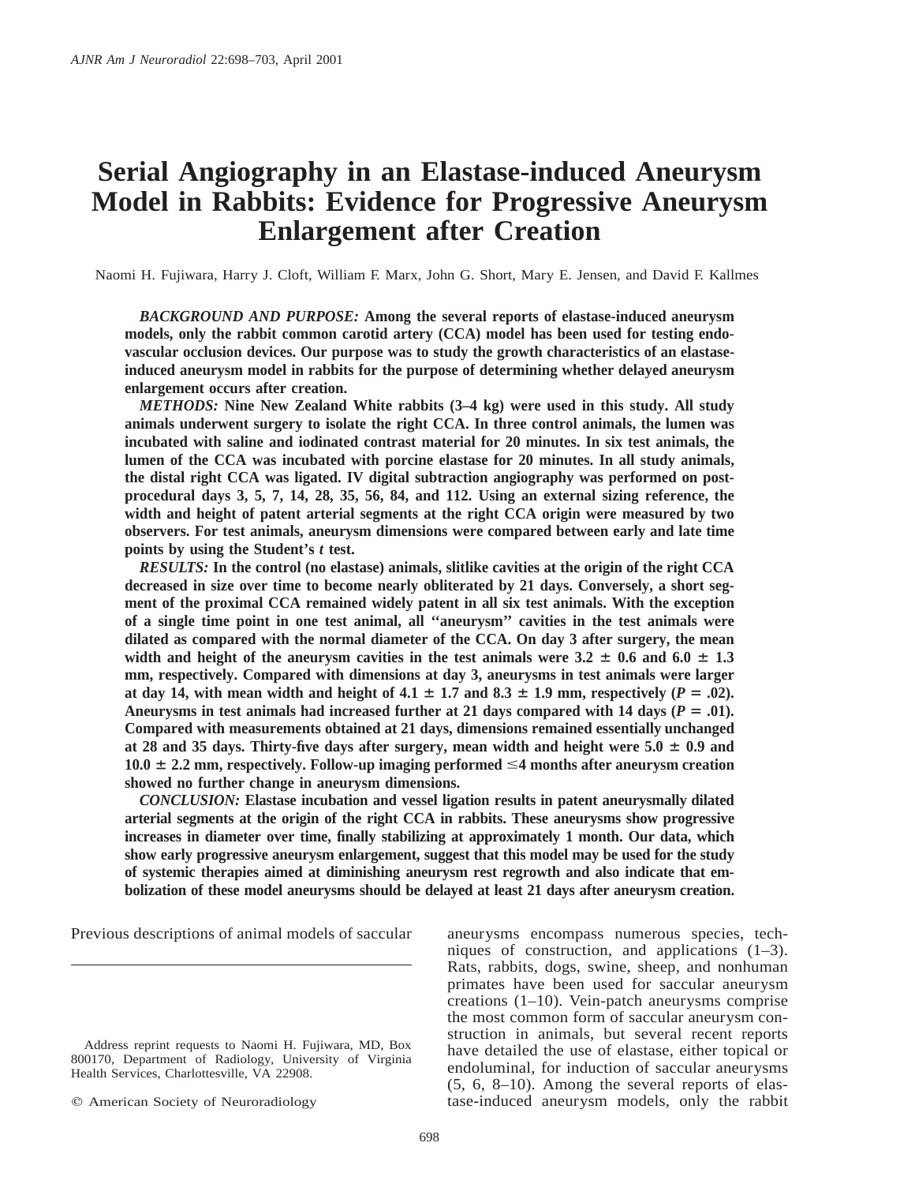# Serial Angiography in an Elastase-induced Aneurysm Model in Rabbits: Evidence for Progressive Aneurysm Enlargement after Creation

Naomi H. Fujiwara, Harry J. Cloft, William F. Marx, John G. Short, Mary E. Jensen, and David F. Kallmes

***BACKGROUND AND PURPOSE:*** **Among the several reports of elastase-induced aneurysm models, only the rabbit common carotid artery (CCA) model has been used for testing endovascular occlusion devices. Our purpose was to study the growth characteristics of an elastase-induced aneurysm model in rabbits for the purpose of determining whether delayed aneurysm enlargement occurs after creation.**

***METHODS:*** **Nine New Zealand White rabbits (3–4 kg) were used in this study. All study animals underwent surgery to isolate the right CCA. In three control animals, the lumen was incubated with saline and iodinated contrast material for 20 minutes. In six test animals, the lumen of the CCA was incubated with porcine elastase for 20 minutes. In all study animals, the distal right CCA was ligated. IV digital subtraction angiography was performed on post-procedural days 3, 5, 7, 14, 28, 35, 56, 84, and 112. Using an external sizing reference, the width and height of patent arterial segments at the right CCA origin were measured by two observers. For test animals, aneurysm dimensions were compared between early and late time points by using the Student's *t* test.**

***RESULTS:*** **In the control (no elastase) animals, slitlike cavities at the origin of the right CCA decreased in size over time to become nearly obliterated by 21 days. Conversely, a short segment of the proximal CCA remained widely patent in all six test animals. With the exception of a single time point in one test animal, all "aneurysm" cavities in the test animals were dilated as compared with the normal diameter of the CCA. On day 3 after surgery, the mean width and height of the aneurysm cavities in the test animals were 3.2 ± 0.6 and 6.0 ± 1.3 mm, respectively. Compared with dimensions at day 3, aneurysms in test animals were larger at day 14, with mean width and height of 4.1 ± 1.7 and 8.3 ± 1.9 mm, respectively ($P = .02$). Aneurysms in test animals had increased further at 21 days compared with 14 days ($P = .01$). Compared with measurements obtained at 21 days, dimensions remained essentially unchanged at 28 and 35 days. Thirty-five days after surgery, mean width and height were 5.0 ± 0.9 and 10.0 ± 2.2 mm, respectively. Follow-up imaging performed ≤4 months after aneurysm creation showed no further change in aneurysm dimensions.**

***CONCLUSION:*** **Elastase incubation and vessel ligation results in patent aneurysmally dilated arterial segments at the origin of the right CCA in rabbits. These aneurysms show progressive increases in diameter over time, finally stabilizing at approximately 1 month. Our data, which show early progressive aneurysm enlargement, suggest that this model may be used for the study of systemic therapies aimed at diminishing aneurysm rest regrowth and also indicate that embolization of these model aneurysms should be delayed at least 21 days after aneurysm creation.**

Previous descriptions of animal models of saccular aneurysms encompass numerous species, techniques of construction, and applications (1–3). Rats, rabbits, dogs, swine, sheep, and nonhuman primates have been used for saccular aneurysm creations (1–10). Vein-patch aneurysms comprise the most common form of saccular aneurysm construction in animals, but several recent reports have detailed the use of elastase, either topical or endoluminal, for induction of saccular aneurysms (5, 6, 8–10). Among the several reports of elastase-induced aneurysm models, only the rabbit

Address reprint requests to Naomi H. Fujiwara, MD, Box 800170, Department of Radiology, University of Virginia Health Services, Charlottesville, VA 22908.

© American Society of Neuroradiology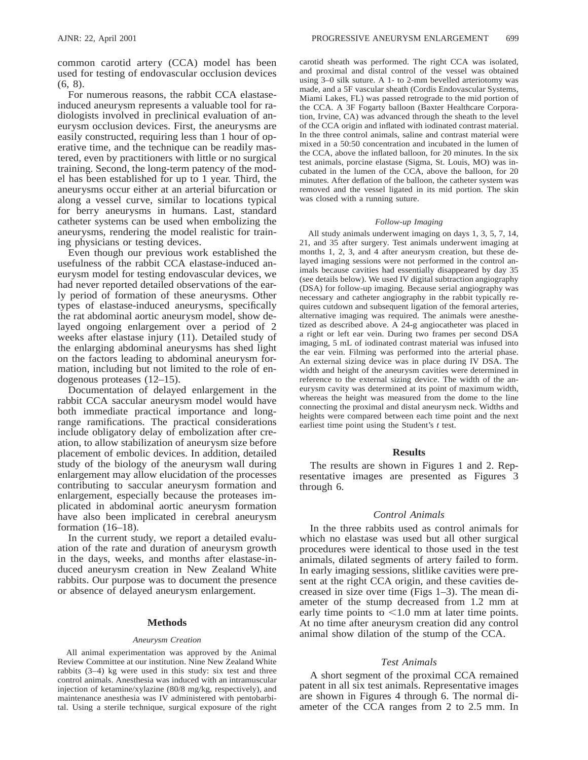common carotid artery (CCA) model has been used for testing of endovascular occlusion devices (6, 8).

For numerous reasons, the rabbit CCA elastase-induced aneurysm represents a valuable tool for radiologists involved in preclinical evaluation of aneurysm occlusion devices. First, the aneurysms are easily constructed, requiring less than 1 hour of operative time, and the technique can be readily mastered, even by practitioners with little or no surgical training. Second, the long-term patency of the model has been established for up to 1 year. Third, the aneurysms occur either at an arterial bifurcation or along a vessel curve, similar to locations typical for berry aneurysms in humans. Last, standard catheter systems can be used when embolizing the aneurysms, rendering the model realistic for training physicians or testing devices.

Even though our previous work established the usefulness of the rabbit CCA elastase-induced aneurysm model for testing endovascular devices, we had never reported detailed observations of the early period of formation of these aneurysms. Other types of elastase-induced aneurysms, specifically the rat abdominal aortic aneurysm model, show delayed ongoing enlargement over a period of 2 weeks after elastase injury (11). Detailed study of the enlarging abdominal aneurysms has shed light on the factors leading to abdominal aneurysm formation, including but not limited to the role of endogenous proteases (12–15).

Documentation of delayed enlargement in the rabbit CCA saccular aneurysm model would have both immediate practical importance and long-range ramifications. The practical considerations include obligatory delay of embolization after creation, to allow stabilization of aneurysm size before placement of embolic devices. In addition, detailed study of the biology of the aneurysm wall during enlargement may allow elucidation of the processes contributing to saccular aneurysm formation and enlargement, especially because the proteases implicated in abdominal aortic aneurysm formation have also been implicated in cerebral aneurysm formation (16–18).

In the current study, we report a detailed evaluation of the rate and duration of aneurysm growth in the days, weeks, and months after elastase-induced aneurysm creation in New Zealand White rabbits. Our purpose was to document the presence or absence of delayed aneurysm enlargement.

## Methods

### *Aneurysm Creation*

All animal experimentation was approved by the Animal Review Committee at our institution. Nine New Zealand White rabbits (3–4) kg were used in this study: six test and three control animals. Anesthesia was induced with an intramuscular injection of ketamine/xylazine (80/8 mg/kg, respectively), and maintenance anesthesia was IV administered with pentobarbital. Using a sterile technique, surgical exposure of the right carotid sheath was performed. The right CCA was isolated, and proximal and distal control of the vessel was obtained using 3–0 silk suture. A 1- to 2-mm bevelled arteriotomy was made, and a 5F vascular sheath (Cordis Endovascular Systems, Miami Lakes, FL) was passed retrograde to the mid portion of the CCA. A 3F Fogarty balloon (Baxter Healthcare Corporation, Irvine, CA) was advanced through the sheath to the level of the CCA origin and inflated with iodinated contrast material. In the three control animals, saline and contrast material were mixed in a 50:50 concentration and incubated in the lumen of the CCA, above the inflated balloon, for 20 minutes. In the six test animals, porcine elastase (Sigma, St. Louis, MO) was incubated in the lumen of the CCA, above the balloon, for 20 minutes. After deflation of the balloon, the catheter system was removed and the vessel ligated in its mid portion. The skin was closed with a running suture.

### *Follow-up Imaging*

All study animals underwent imaging on days 1, 3, 5, 7, 14, 21, and 35 after surgery. Test animals underwent imaging at months 1, 2, 3, and 4 after aneurysm creation, but these delayed imaging sessions were not performed in the control animals because cavities had essentially disappeared by day 35 (see details below). We used IV digital subtraction angiography (DSA) for follow-up imaging. Because serial angiography was necessary and catheter angiography in the rabbit typically requires cutdown and subsequent ligation of the femoral arteries, alternative imaging was required. The animals were anesthetized as described above. A 24-g angiocatheter was placed in a right or left ear vein. During two frames per second DSA imaging, 5 mL of iodinated contrast material was infused into the ear vein. Filming was performed into the arterial phase. An external sizing device was in place during IV DSA. The width and height of the aneurysm cavities were determined in reference to the external sizing device. The width of the aneurysm cavity was determined at its point of maximum width, whereas the height was measured from the dome to the line connecting the proximal and distal aneurysm neck. Widths and heights were compared between each time point and the next earliest time point using the Student's *t* test.

## Results

The results are shown in Figures 1 and 2. Representative images are presented as Figures 3 through 6.

### *Control Animals*

In the three rabbits used as control animals for which no elastase was used but all other surgical procedures were identical to those used in the test animals, dilated segments of artery failed to form. In early imaging sessions, slitlike cavities were present at the right CCA origin, and these cavities decreased in size over time (Figs 1–3). The mean diameter of the stump decreased from 1.2 mm at early time points to <1.0 mm at later time points. At no time after aneurysm creation did any control animal show dilation of the stump of the CCA.

### *Test Animals*

A short segment of the proximal CCA remained patent in all six test animals. Representative images are shown in Figures 4 through 6. The normal diameter of the CCA ranges from 2 to 2.5 mm. In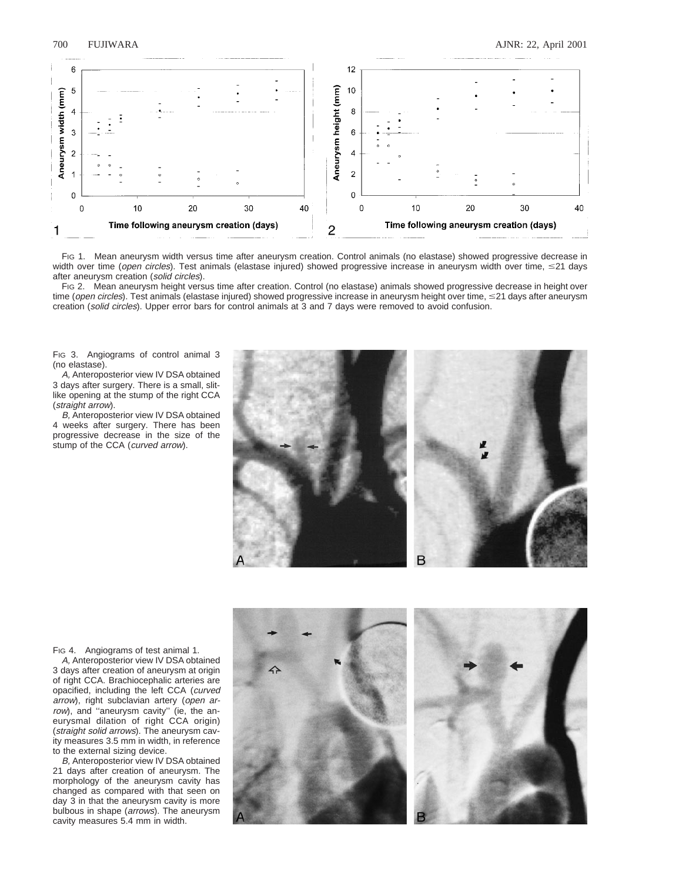FIG 1. Mean aneurysm width versus time after aneurysm creation. Control animals (no elastase) showed progressive decrease in width over time (*open circles*). Test animals (elastase injured) showed progressive increase in aneurysm width over time, ≤21 days after aneurysm creation (*solid circles*).

FIG 2. Mean aneurysm height versus time after creation. Control (no elastase) animals showed progressive decrease in height over time (*open circles*). Test animals (elastase injured) showed progressive increase in aneurysm height over time, ≤21 days after aneurysm creation (*solid circles*). Upper error bars for control animals at 3 and 7 days were removed to avoid confusion.

FIG 3. Angiograms of control animal 3 (no elastase).

*A,* Anteroposterior view IV DSA obtained 3 days after surgery. There is a small, slit-like opening at the stump of the right CCA (*straight arrow*).

*B,* Anteroposterior view IV DSA obtained 4 weeks after surgery. There has been progressive decrease in the size of the stump of the CCA (*curved arrow*).

FIG 4. Angiograms of test animal 1.

*A,* Anteroposterior view IV DSA obtained 3 days after creation of aneurysm at origin of right CCA. Brachiocephalic arteries are opacified, including the left CCA (*curved arrow*), right subclavian artery (*open arrow*), and ''aneurysm cavity'' (ie, the aneurysmal dilation of right CCA origin) (*straight solid arrows*). The aneurysm cavity measures 3.5 mm in width, in reference to the external sizing device.

*B,* Anteroposterior view IV DSA obtained 21 days after creation of aneurysm. The morphology of the aneurysm cavity has changed as compared with that seen on day 3 in that the aneurysm cavity is more bulbous in shape (*arrows*). The aneurysm cavity measures 5.4 mm in width.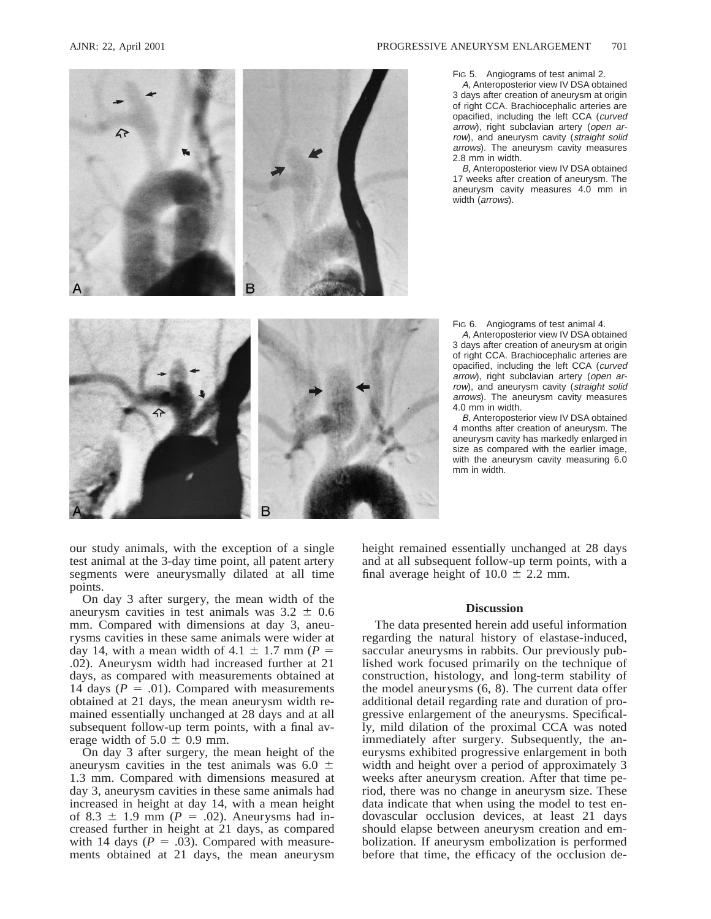Fig 5. Angiograms of test animal 2.

*A,* Anteroposterior view IV DSA obtained 3 days after creation of aneurysm at origin of right CCA. Brachiocephalic arteries are opacified, including the left CCA (*curved arrow*), right subclavian artery (*open arrow*), and aneurysm cavity (*straight solid arrows*). The aneurysm cavity measures 2.8 mm in width.

*B,* Anteroposterior view IV DSA obtained 17 weeks after creation of aneurysm. The aneurysm cavity measures 4.0 mm in width (*arrows*).

Fig 6. Angiograms of test animal 4.

*A,* Anteroposterior view IV DSA obtained 3 days after creation of aneurysm at origin of right CCA. Brachiocephalic arteries are opacified, including the left CCA (*curved arrow*), right subclavian artery (*open arrow*), and aneurysm cavity (*straight solid arrows*). The aneurysm cavity measures 4.0 mm in width.

*B,* Anteroposterior view IV DSA obtained 4 months after creation of aneurysm. The aneurysm cavity has markedly enlarged in size as compared with the earlier image, with the aneurysm cavity measuring 6.0 mm in width.

our study animals, with the exception of a single test animal at the 3-day time point, all patent artery segments were aneurysmally dilated at all time points.

On day 3 after surgery, the mean width of the aneurysm cavities in test animals was $3.2 \pm 0.6$ mm. Compared with dimensions at day 3, aneurysms cavities in these same animals were wider at day 14, with a mean width of $4.1 \pm 1.7$ mm ($P = .02$). Aneurysm width had increased further at 21 days, as compared with measurements obtained at 14 days ($P = .01$). Compared with measurements obtained at 21 days, the mean aneurysm width remained essentially unchanged at 28 days and at all subsequent follow-up term points, with a final average width of $5.0 \pm 0.9$ mm.

On day 3 after surgery, the mean height of the aneurysm cavities in the test animals was $6.0 \pm 1.3$ mm. Compared with dimensions measured at day 3, aneurysm cavities in these same animals had increased in height at day 14, with a mean height of $8.3 \pm 1.9$ mm ($P = .02$). Aneurysms had increased further in height at 21 days, as compared with 14 days ($P = .03$). Compared with measurements obtained at 21 days, the mean aneurysm height remained essentially unchanged at 28 days and at all subsequent follow-up term points, with a final average height of $10.0 \pm 2.2$ mm.

## Discussion

The data presented herein add useful information regarding the natural history of elastase-induced, saccular aneurysms in rabbits. Our previously published work focused primarily on the technique of construction, histology, and long-term stability of the model aneurysms (6, 8). The current data offer additional detail regarding rate and duration of progressive enlargement of the aneurysms. Specifically, mild dilation of the proximal CCA was noted immediately after surgery. Subsequently, the aneurysms exhibited progressive enlargement in both width and height over a period of approximately 3 weeks after aneurysm creation. After that time period, there was no change in aneurysm size. These data indicate that when using the model to test endovascular occlusion devices, at least 21 days should elapse between aneurysm creation and embolization. If aneurysm embolization is performed before that time, the efficacy of the occlusion de-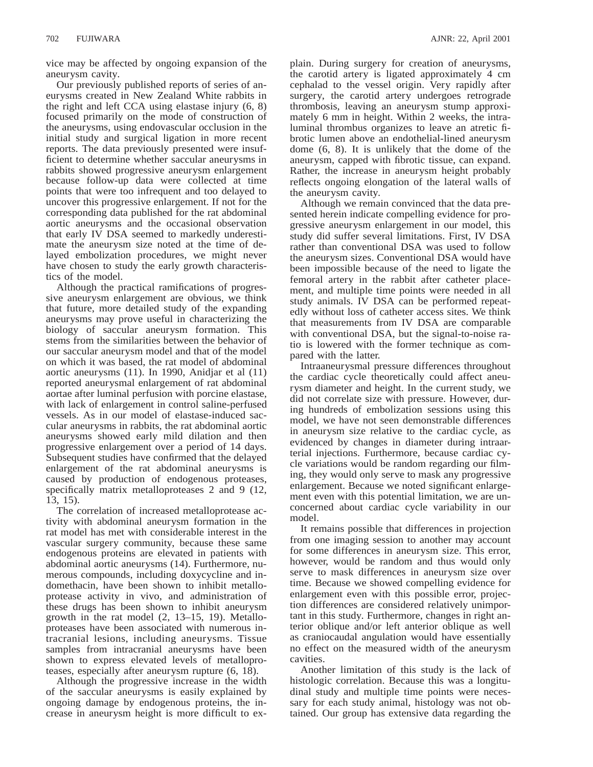vice may be affected by ongoing expansion of the aneurysm cavity.

Our previously published reports of series of aneurysms created in New Zealand White rabbits in the right and left CCA using elastase injury (6, 8) focused primarily on the mode of construction of the aneurysms, using endovascular occlusion in the initial study and surgical ligation in more recent reports. The data previously presented were insufficient to determine whether saccular aneurysms in rabbits showed progressive aneurysm enlargement because follow-up data were collected at time points that were too infrequent and too delayed to uncover this progressive enlargement. If not for the corresponding data published for the rat abdominal aortic aneurysms and the occasional observation that early IV DSA seemed to markedly underestimate the aneurysm size noted at the time of delayed embolization procedures, we might never have chosen to study the early growth characteristics of the model.

Although the practical ramifications of progressive aneurysm enlargement are obvious, we think that future, more detailed study of the expanding aneurysms may prove useful in characterizing the biology of saccular aneurysm formation. This stems from the similarities between the behavior of our saccular aneurysm model and that of the model on which it was based, the rat model of abdominal aortic aneurysms (11). In 1990, Anidjar et al (11) reported aneurysmal enlargement of rat abdominal aortae after luminal perfusion with porcine elastase, with lack of enlargement in control saline-perfused vessels. As in our model of elastase-induced saccular aneurysms in rabbits, the rat abdominal aortic aneurysms showed early mild dilation and then progressive enlargement over a period of 14 days. Subsequent studies have confirmed that the delayed enlargement of the rat abdominal aneurysms is caused by production of endogenous proteases, specifically matrix metalloproteases 2 and 9 (12, 13, 15).

The correlation of increased metalloprotease activity with abdominal aneurysm formation in the rat model has met with considerable interest in the vascular surgery community, because these same endogenous proteins are elevated in patients with abdominal aortic aneurysms (14). Furthermore, numerous compounds, including doxycycline and indomethacin, have been shown to inhibit metalloprotease activity in vivo, and administration of these drugs has been shown to inhibit aneurysm growth in the rat model (2, 13–15, 19). Metalloproteases have been associated with numerous intracranial lesions, including aneurysms. Tissue samples from intracranial aneurysms have been shown to express elevated levels of metalloproteases, especially after aneurysm rupture (6, 18).

Although the progressive increase in the width of the saccular aneurysms is easily explained by ongoing damage by endogenous proteins, the increase in aneurysm height is more difficult to explain. During surgery for creation of aneurysms, the carotid artery is ligated approximately 4 cm cephalad to the vessel origin. Very rapidly after surgery, the carotid artery undergoes retrograde thrombosis, leaving an aneurysm stump approximately 6 mm in height. Within 2 weeks, the intraluminal thrombus organizes to leave an atretic fibrotic lumen above an endothelial-lined aneurysm dome (6, 8). It is unlikely that the dome of the aneurysm, capped with fibrotic tissue, can expand. Rather, the increase in aneurysm height probably reflects ongoing elongation of the lateral walls of the aneurysm cavity.

Although we remain convinced that the data presented herein indicate compelling evidence for progressive aneurysm enlargement in our model, this study did suffer several limitations. First, IV DSA rather than conventional DSA was used to follow the aneurysm sizes. Conventional DSA would have been impossible because of the need to ligate the femoral artery in the rabbit after catheter placement, and multiple time points were needed in all study animals. IV DSA can be performed repeatedly without loss of catheter access sites. We think that measurements from IV DSA are comparable with conventional DSA, but the signal-to-noise ratio is lowered with the former technique as compared with the latter.

Intraaneurysmal pressure differences throughout the cardiac cycle theoretically could affect aneurysm diameter and height. In the current study, we did not correlate size with pressure. However, during hundreds of embolization sessions using this model, we have not seen demonstrable differences in aneurysm size relative to the cardiac cycle, as evidenced by changes in diameter during intraarterial injections. Furthermore, because cardiac cycle variations would be random regarding our filming, they would only serve to mask any progressive enlargement. Because we noted significant enlargement even with this potential limitation, we are unconcerned about cardiac cycle variability in our model.

It remains possible that differences in projection from one imaging session to another may account for some differences in aneurysm size. This error, however, would be random and thus would only serve to mask differences in aneurysm size over time. Because we showed compelling evidence for enlargement even with this possible error, projection differences are considered relatively unimportant in this study. Furthermore, changes in right anterior oblique and/or left anterior oblique as well as craniocaudal angulation would have essentially no effect on the measured width of the aneurysm cavities.

Another limitation of this study is the lack of histologic correlation. Because this was a longitudinal study and multiple time points were necessary for each study animal, histology was not obtained. Our group has extensive data regarding the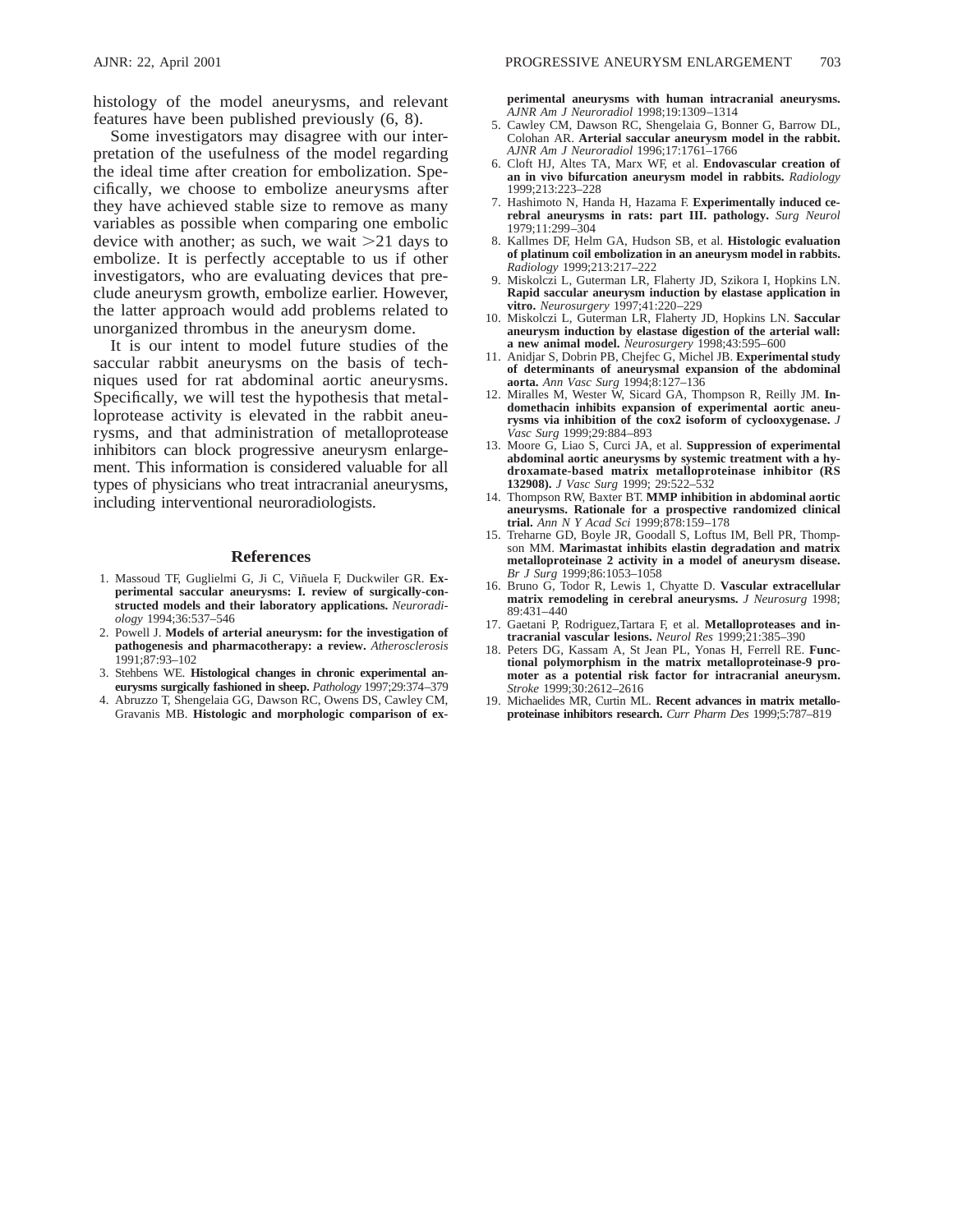histology of the model aneurysms, and relevant features have been published previously (6, 8).

Some investigators may disagree with our interpretation of the usefulness of the model regarding the ideal time after creation for embolization. Specifically, we choose to embolize aneurysms after they have achieved stable size to remove as many variables as possible when comparing one embolic device with another; as such, we wait >21 days to embolize. It is perfectly acceptable to us if other investigators, who are evaluating devices that preclude aneurysm growth, embolize earlier. However, the latter approach would add problems related to unorganized thrombus in the aneurysm dome.

It is our intent to model future studies of the saccular rabbit aneurysms on the basis of techniques used for rat abdominal aortic aneurysms. Specifically, we will test the hypothesis that metalloprotease activity is elevated in the rabbit aneurysms, and that administration of metalloprotease inhibitors can block progressive aneurysm enlargement. This information is considered valuable for all types of physicians who treat intracranial aneurysms, including interventional neuroradiologists.

## References

1. Massoud TF, Guglielmi G, Ji C, Viñuela F, Duckwiler GR. **Experimental saccular aneurysms: I. review of surgically-constructed models and their laboratory applications.** *Neuroradiology* 1994;36:537–546
2. Powell J. **Models of arterial aneurysm: for the investigation of pathogenesis and pharmacotherapy: a review.** *Atherosclerosis* 1991;87:93–102
3. Stehbens WE. **Histological changes in chronic experimental aneurysms surgically fashioned in sheep.** *Pathology* 1997;29:374–379
4. Abruzzo T, Shengelaia GG, Dawson RC, Owens DS, Cawley CM, Gravanis MB. **Histologic and morphologic comparison of experimental aneurysms with human intracranial aneurysms.** *AJNR Am J Neuroradiol* 1998;19:1309–1314
5. Cawley CM, Dawson RC, Shengelaia G, Bonner G, Barrow DL, Colohan AR. **Arterial saccular aneurysm model in the rabbit.** *AJNR Am J Neuroradiol* 1996;17:1761–1766
6. Cloft HJ, Altes TA, Marx WF, et al. **Endovascular creation of an in vivo bifurcation aneurysm model in rabbits.** *Radiology* 1999;213:223–228
7. Hashimoto N, Handa H, Hazama F. **Experimentally induced cerebral aneurysms in rats: part III. pathology.** *Surg Neurol* 1979;11:299–304
8. Kallmes DF, Helm GA, Hudson SB, et al. **Histologic evaluation of platinum coil embolization in an aneurysm model in rabbits.** *Radiology* 1999;213:217–222
9. Miskolczi L, Guterman LR, Flaherty JD, Szikora I, Hopkins LN. **Rapid saccular aneurysm induction by elastase application in vitro.** *Neurosurgery* 1997;41:220–229
10. Miskolczi L, Guterman LR, Flaherty JD, Hopkins LN. **Saccular aneurysm induction by elastase digestion of the arterial wall: a new animal model.** *Neurosurgery* 1998;43:595–600
11. Anidjar S, Dobrin PB, Chejfec G, Michel JB. **Experimental study of determinants of aneurysmal expansion of the abdominal aorta.** *Ann Vasc Surg* 1994;8:127–136
12. Miralles M, Wester W, Sicard GA, Thompson R, Reilly JM. **Indomethacin inhibits expansion of experimental aortic aneurysms via inhibition of the cox2 isoform of cyclooxygenase.** *J Vasc Surg* 1999;29:884–893
13. Moore G, Liao S, Curci JA, et al. **Suppression of experimental abdominal aortic aneurysms by systemic treatment with a hydroxamate-based matrix metalloproteinase inhibitor (RS 132908).** *J Vasc Surg* 1999; 29:522–532
14. Thompson RW, Baxter BT. **MMP inhibition in abdominal aortic aneurysms. Rationale for a prospective randomized clinical trial.** *Ann N Y Acad Sci* 1999;878:159–178
15. Treharne GD, Boyle JR, Goodall S, Loftus IM, Bell PR, Thompson MM. **Marimastat inhibits elastin degradation and matrix metalloproteinase 2 activity in a model of aneurysm disease.** *Br J Surg* 1999;86:1053–1058
16. Bruno G, Todor R, Lewis 1, Chyatte D. **Vascular extracellular matrix remodeling in cerebral aneurysms.** *J Neurosurg* 1998; 89:431–440
17. Gaetani P, Rodriguez,Tartara F, et al. **Metalloproteases and intracranial vascular lesions.** *Neurol Res* 1999;21:385–390
18. Peters DG, Kassam A, St Jean PL, Yonas H, Ferrell RE. **Functional polymorphism in the matrix metalloproteinase-9 promoter as a potential risk factor for intracranial aneurysm.** *Stroke* 1999;30:2612–2616
19. Michaelides MR, Curtin ML. **Recent advances in matrix metalloproteinase inhibitors research.** *Curr Pharm Des* 1999;5:787–819